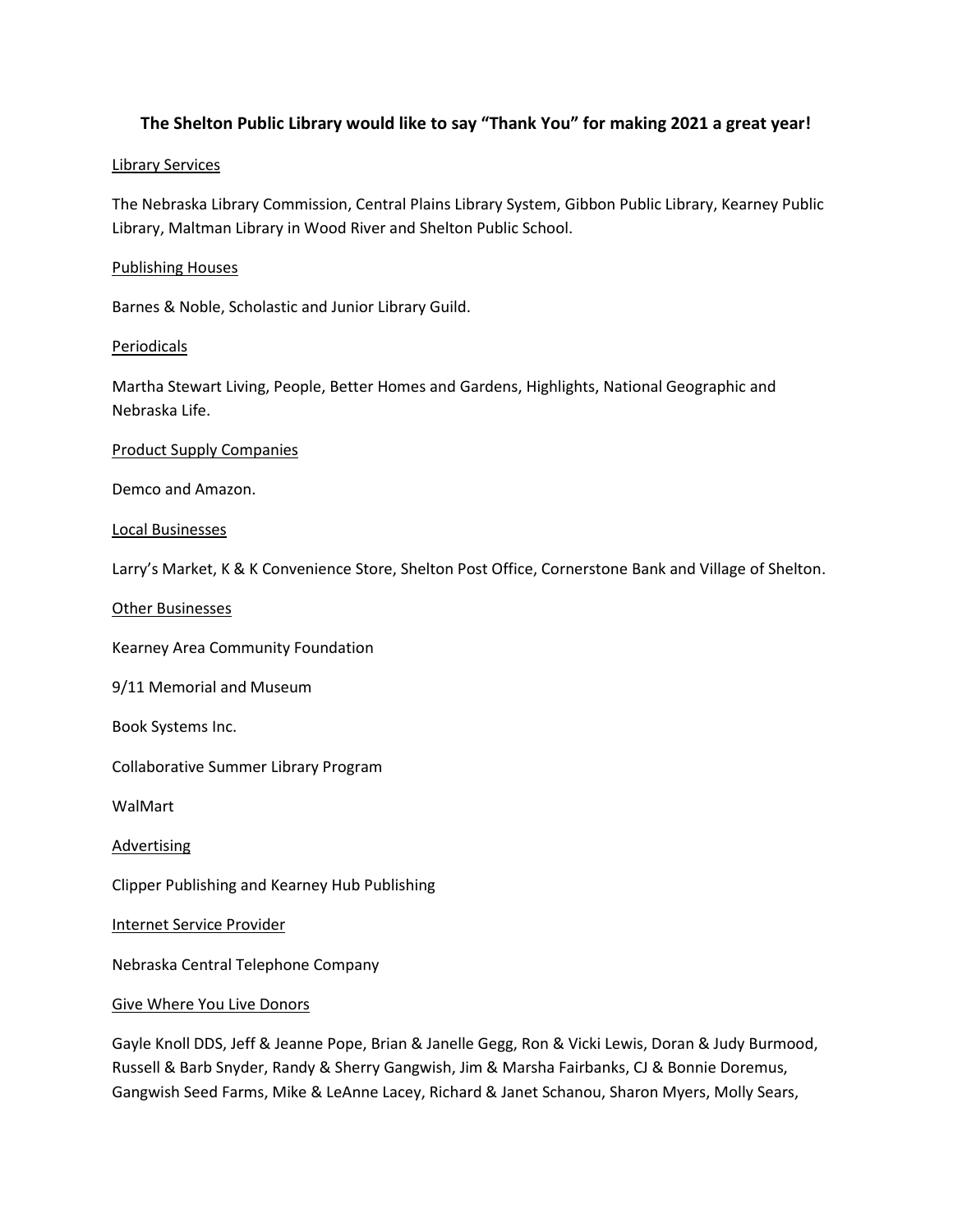**The Shelton Public Library would like to say "Thank You" for making 2021 a great year!**

Library Services

The Nebraska Library Commission, Central Plains Library System, Gibbon Public Library, Kearney Public Library, Maltman Library in Wood River and Shelton Public School.

Publishing Houses

Barnes & Noble, Scholastic and Junior Library Guild.

Periodicals

Martha Stewart Living, People, Better Homes and Gardens, Highlights, National Geographic and Nebraska Life.

Product Supply Companies

Demco and Amazon.

Local Businesses

Larry's Market, K & K Convenience Store, Shelton Post Office, Cornerstone Bank and Village of Shelton.

Other Businesses

Kearney Area Community Foundation

9/11 Memorial and Museum

Book Systems Inc.

Collaborative Summer Library Program

WalMart

Advertising

Clipper Publishing and Kearney Hub Publishing

Internet Service Provider

Nebraska Central Telephone Company

Give Where You Live Donors

Gayle Knoll DDS, Jeff & Jeanne Pope, Brian & Janelle Gegg, Ron & Vicki Lewis, Doran & Judy Burmood, Russell & Barb Snyder, Randy & Sherry Gangwish, Jim & Marsha Fairbanks, CJ & Bonnie Doremus, Gangwish Seed Farms, Mike & LeAnne Lacey, Richard & Janet Schanou, Sharon Myers, Molly Sears,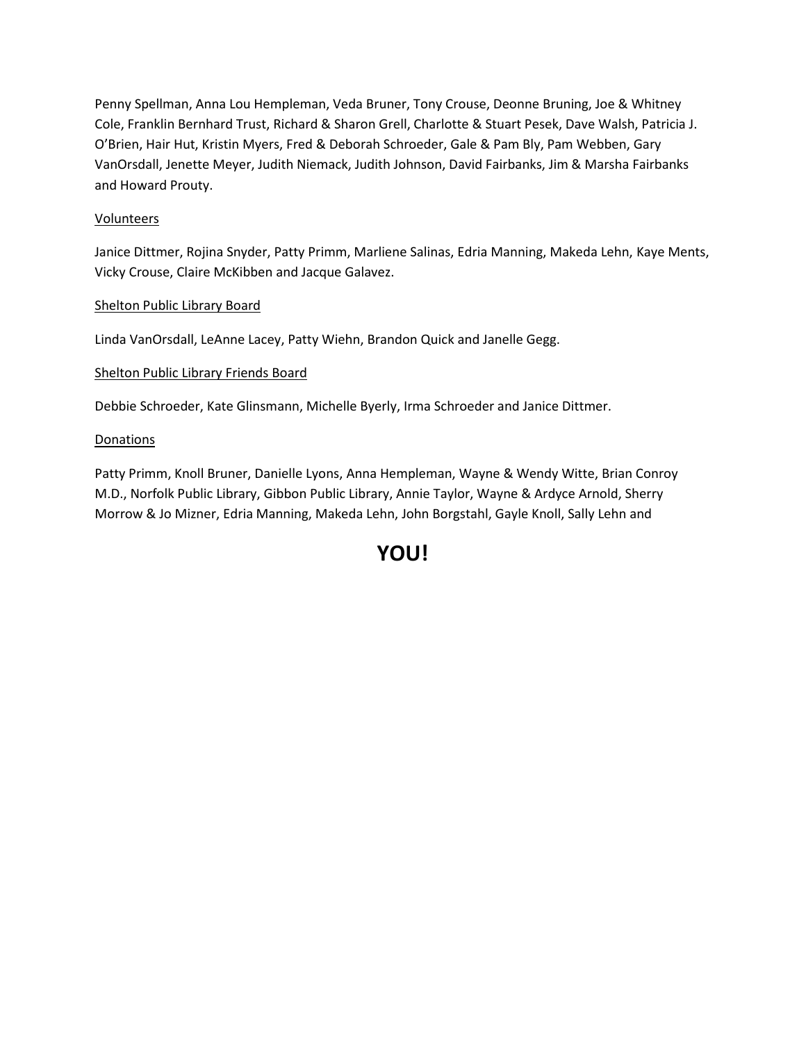Penny Spellman, Anna Lou Hempleman, Veda Bruner, Tony Crouse, Deonne Bruning, Joe & Whitney Cole, Franklin Bernhard Trust, Richard & Sharon Grell, Charlotte & Stuart Pesek, Dave Walsh, Patricia J. O'Brien, Hair Hut, Kristin Myers, Fred & Deborah Schroeder, Gale & Pam Bly, Pam Webben, Gary VanOrsdall, Jenette Meyer, Judith Niemack, Judith Johnson, David Fairbanks, Jim & Marsha Fairbanks and Howard Prouty.

<u>Volunteers</u>

Janice Dittmer, Rojina Snyder, Patty Primm, Marliene Salinas, Edria Manning, Makeda Lehn, Kaye Ments, Vicky Crouse, Claire McKibben and Jacque Galavez.

<u>Shelton Public Library Board</u>

Linda VanOrsdall, LeAnne Lacey, Patty Wiehn, Brandon Quick and Janelle Gegg.

<u>Shelton Public Library Friends Board</u>

Debbie Schroeder, Kate Glinsmann, Michelle Byerly, Irma Schroeder and Janice Dittmer.

<u>Donations</u>

Patty Primm, Knoll Bruner, Danielle Lyons, Anna Hempleman, Wayne & Wendy Witte, Brian Conroy M.D., Norfolk Public Library, Gibbon Public Library, Annie Taylor, Wayne & Ardyce Arnold, Sherry Morrow & Jo Mizner, Edria Manning, Makeda Lehn, John Borgstahl, Gayle Knoll, Sally Lehn and

**YOU!**